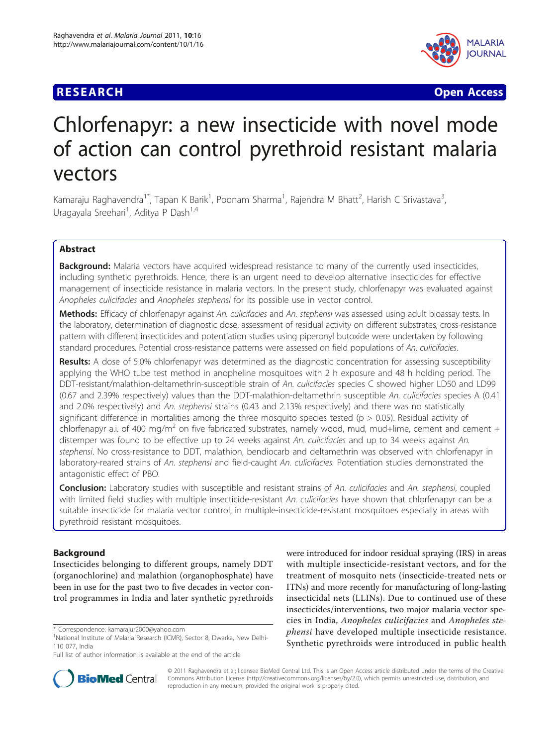RESEARCH Open Access

# Chlorfenapyr: a new insecticide with novel mode of action can control pyrethroid resistant malaria vectors

Kamaraju Raghavendra[1*], Tapan K Barik[1], Poonam Sharma[1], Rajendra M Bhatt[2], Harish C Srivastava[3], Uragayala Sreehari[1], Aditya P Dash[1,4]

## Abstract

**Background:** Malaria vectors have acquired widespread resistance to many of the currently used insecticides, including synthetic pyrethroids. Hence, there is an urgent need to develop alternative insecticides for effective management of insecticide resistance in malaria vectors. In the present study, chlorfenapyr was evaluated against *Anopheles culicifacies* and *Anopheles stephensi* for its possible use in vector control.

**Methods:** Efficacy of chlorfenapyr against *An. culicifacies* and *An. stephensi* was assessed using adult bioassay tests. In the laboratory, determination of diagnostic dose, assessment of residual activity on different substrates, cross-resistance pattern with different insecticides and potentiation studies using piperonyl butoxide were undertaken by following standard procedures. Potential cross-resistance patterns were assessed on field populations of *An. culicifacies*.

**Results:** A dose of 5.0% chlorfenapyr was determined as the diagnostic concentration for assessing susceptibility applying the WHO tube test method in anopheline mosquitoes with 2 h exposure and 48 h holding period. The DDT-resistant/malathion-deltamethrin-susceptible strain of *An. culicifacies* species C showed higher LD50 and LD99 (0.67 and 2.39% respectively) values than the DDT-malathion-deltamethrin susceptible *An. culicifacies* species A (0.41 and 2.0% respectively) and *An. stephensi* strains (0.43 and 2.13% respectively) and there was no statistically significant difference in mortalities among the three mosquito species tested ($p > 0.05$). Residual activity of chlorfenapyr a.i. of 400 mg/m$^2$ on five fabricated substrates, namely wood, mud, mud+lime, cement and cement + distemper was found to be effective up to 24 weeks against *An. culicifacies* and up to 34 weeks against *An. stephensi*. No cross-resistance to DDT, malathion, bendiocarb and deltamethrin was observed with chlorfenapyr in laboratory-reared strains of *An. stephensi* and field-caught *An. culicifacies*. Potentiation studies demonstrated the antagonistic effect of PBO.

**Conclusion:** Laboratory studies with susceptible and resistant strains of *An. culicifacies* and *An. stephensi*, coupled with limited field studies with multiple insecticide-resistant *An. culicifacies* have shown that chlorfenapyr can be a suitable insecticide for malaria vector control, in multiple-insecticide-resistant mosquitoes especially in areas with pyrethroid resistant mosquitoes.

## Background

Insecticides belonging to different groups, namely DDT (organochlorine) and malathion (organophosphate) have been in use for the past two to five decades in vector control programmes in India and later synthetic pyrethroids were introduced for indoor residual spraying (IRS) in areas with multiple insecticide-resistant vectors, and for the treatment of mosquito nets (insecticide-treated nets or ITNs) and more recently for manufacturing of long-lasting insecticidal nets (LLINs). Due to continued use of these insecticides/interventions, two major malaria vector species in India, *Anopheles culicifacies* and *Anopheles stephensi* have developed multiple insecticide resistance. Synthetic pyrethroids were introduced in public health

\* Correspondence: kamarajur2000@yahoo.com
[1]National Institute of Malaria Research (ICMR), Sector 8, Dwarka, New Delhi-110 077, India
Full list of author information is available at the end of the article

© 2011 Raghavendra et al; licensee BioMed Central Ltd. This is an Open Access article distributed under the terms of the Creative Commons Attribution License (http://creativecommons.org/licenses/by/2.0), which permits unrestricted use, distribution, and reproduction in any medium, provided the original work is properly cited.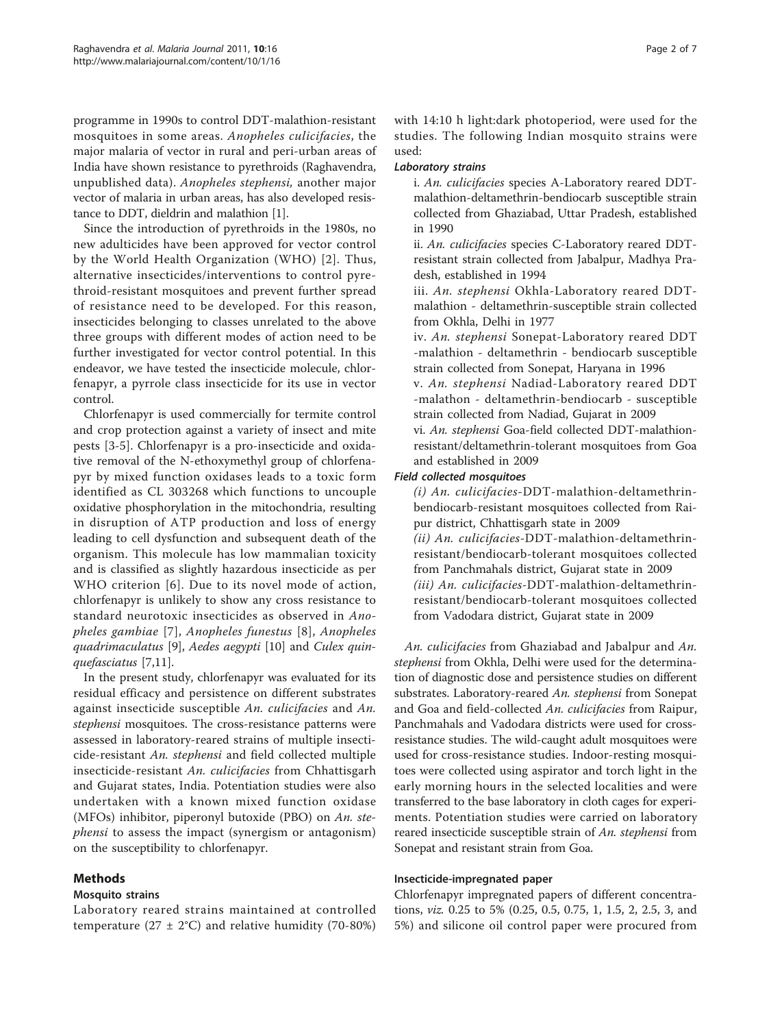programme in 1990s to control DDT-malathion-resistant mosquitoes in some areas. *Anopheles culicifacies*, the major malaria of vector in rural and peri-urban areas of India have shown resistance to pyrethroids (Raghavendra, unpublished data). *Anopheles stephensi,* another major vector of malaria in urban areas, has also developed resistance to DDT, dieldrin and malathion [1].

Since the introduction of pyrethroids in the 1980s, no new adulticides have been approved for vector control by the World Health Organization (WHO) [2]. Thus, alternative insecticides/interventions to control pyrethroid-resistant mosquitoes and prevent further spread of resistance need to be developed. For this reason, insecticides belonging to classes unrelated to the above three groups with different modes of action need to be further investigated for vector control potential. In this endeavor, we have tested the insecticide molecule, chlorfenapyr, a pyrrole class insecticide for its use in vector control.

Chlorfenapyr is used commercially for termite control and crop protection against a variety of insect and mite pests [3-5]. Chlorfenapyr is a pro-insecticide and oxidative removal of the N-ethoxymethyl group of chlorfenapyr by mixed function oxidases leads to a toxic form identified as CL 303268 which functions to uncouple oxidative phosphorylation in the mitochondria, resulting in disruption of ATP production and loss of energy leading to cell dysfunction and subsequent death of the organism. This molecule has low mammalian toxicity and is classified as slightly hazardous insecticide as per WHO criterion [6]. Due to its novel mode of action, chlorfenapyr is unlikely to show any cross resistance to standard neurotoxic insecticides as observed in *Anopheles gambiae* [7], *Anopheles funestus* [8], *Anopheles quadrimaculatus* [9], *Aedes aegypti* [10] and *Culex quinquefasciatus* [7,11].

In the present study, chlorfenapyr was evaluated for its residual efficacy and persistence on different substrates against insecticide susceptible *An. culicifacies* and *An. stephensi* mosquitoes. The cross-resistance patterns were assessed in laboratory-reared strains of multiple insecticide-resistant *An. stephensi* and field collected multiple insecticide-resistant *An. culicifacies* from Chhattisgarh and Gujarat states, India. Potentiation studies were also undertaken with a known mixed function oxidase (MFOs) inhibitor, piperonyl butoxide (PBO) on *An. stephensi* to assess the impact (synergism or antagonism) on the susceptibility to chlorfenapyr.

## Methods

### Mosquito strains

Laboratory reared strains maintained at controlled temperature (27 ± 2°C) and relative humidity (70-80%) with 14:10 h light:dark photoperiod, were used for the studies. The following Indian mosquito strains were used:

#### *Laboratory strains*

i. *An. culicifacies* species A-Laboratory reared DDT-malathion-deltamethrin-bendiocarb susceptible strain collected from Ghaziabad, Uttar Pradesh, established in 1990

ii. *An. culicifacies* species C-Laboratory reared DDT-resistant strain collected from Jabalpur, Madhya Pradesh, established in 1994

iii. *An. stephensi* Okhla-Laboratory reared DDT-malathion - deltamethrin-susceptible strain collected from Okhla, Delhi in 1977

iv. *An. stephensi* Sonepat-Laboratory reared DDT -malathion - deltamethrin - bendiocarb susceptible strain collected from Sonepat, Haryana in 1996

v. *An. stephensi* Nadiad-Laboratory reared DDT -malathon - deltamethrin-bendiocarb - susceptible strain collected from Nadiad, Gujarat in 2009

vi. *An. stephensi* Goa-field collected DDT-malathion-resistant/deltamethrin-tolerant mosquitoes from Goa and established in 2009

#### *Field collected mosquitoes*

*(i) An. culicifacies*-DDT-malathion-deltamethrin-bendiocarb-resistant mosquitoes collected from Raipur district, Chhattisgarh state in 2009

*(ii) An. culicifacies*-DDT-malathion-deltamethrin-resistant/bendiocarb-tolerant mosquitoes collected from Panchmahals district, Gujarat state in 2009

*(iii) An. culicifacies*-DDT-malathion-deltamethrin-resistant/bendiocarb-tolerant mosquitoes collected from Vadodara district, Gujarat state in 2009

*An. culicifacies* from Ghaziabad and Jabalpur and *An. stephensi* from Okhla, Delhi were used for the determination of diagnostic dose and persistence studies on different substrates. Laboratory-reared *An. stephensi* from Sonepat and Goa and field-collected *An. culicifacies* from Raipur, Panchmahals and Vadodara districts were used for cross-resistance studies. The wild-caught adult mosquitoes were used for cross-resistance studies. Indoor-resting mosquitoes were collected using aspirator and torch light in the early morning hours in the selected localities and were transferred to the base laboratory in cloth cages for experiments. Potentiation studies were carried on laboratory reared insecticide susceptible strain of *An. stephensi* from Sonepat and resistant strain from Goa.

### Insecticide-impregnated paper

Chlorfenapyr impregnated papers of different concentrations, *viz.* 0.25 to 5% (0.25, 0.5, 0.75, 1, 1.5, 2, 2.5, 3, and 5%) and silicone oil control paper were procured from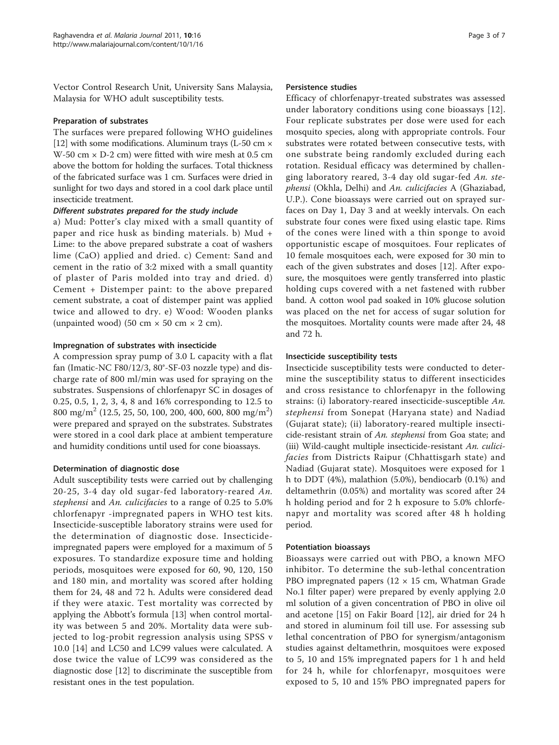Vector Control Research Unit, University Sans Malaysia, Malaysia for WHO adult susceptibility tests.

### Preparation of substrates

The surfaces were prepared following WHO guidelines [12] with some modifications. Aluminum trays (L-50 cm × W-50 cm × D-2 cm) were fitted with wire mesh at 0.5 cm above the bottom for holding the surfaces. Total thickness of the fabricated surface was 1 cm. Surfaces were dried in sunlight for two days and stored in a cool dark place until insecticide treatment.

#### *Different substrates prepared for the study include*

a) Mud: Potter's clay mixed with a small quantity of paper and rice husk as binding materials. b) Mud + Lime: to the above prepared substrate a coat of washers lime (CaO) applied and dried. c) Cement: Sand and cement in the ratio of 3:2 mixed with a small quantity of plaster of Paris molded into tray and dried. d) Cement + Distemper paint: to the above prepared cement substrate, a coat of distemper paint was applied twice and allowed to dry. e) Wood: Wooden planks (unpainted wood) (50 cm × 50 cm × 2 cm).

### Impregnation of substrates with insecticide

A compression spray pump of 3.0 L capacity with a flat fan (Imatic-NC F80/12/3, 80°-SF-03 nozzle type) and discharge rate of 800 ml/min was used for spraying on the substrates. Suspensions of chlorfenapyr SC in dosages of 0.25, 0.5, 1, 2, 3, 4, 8 and 16% corresponding to 12.5 to 800 mg/m$^2$ (12.5, 25, 50, 100, 200, 400, 600, 800 mg/m$^2$) were prepared and sprayed on the substrates. Substrates were stored in a cool dark place at ambient temperature and humidity conditions until used for cone bioassays.

### Determination of diagnostic dose

Adult susceptibility tests were carried out by challenging 20-25, 3-4 day old sugar-fed laboratory-reared *An. stephensi* and *An. culicifacies* to a range of 0.25 to 5.0% chlorfenapyr -impregnated papers in WHO test kits. Insecticide-susceptible laboratory strains were used for the determination of diagnostic dose. Insecticide-impregnated papers were employed for a maximum of 5 exposures. To standardize exposure time and holding periods, mosquitoes were exposed for 60, 90, 120, 150 and 180 min, and mortality was scored after holding them for 24, 48 and 72 h. Adults were considered dead if they were ataxic. Test mortality was corrected by applying the Abbott's formula [13] when control mortality was between 5 and 20%. Mortality data were subjected to log-probit regression analysis using SPSS v 10.0 [14] and LC50 and LC99 values were calculated. A dose twice the value of LC99 was considered as the diagnostic dose [12] to discriminate the susceptible from resistant ones in the test population.

### Persistence studies

Efficacy of chlorfenapyr-treated substrates was assessed under laboratory conditions using cone bioassays [12]. Four replicate substrates per dose were used for each mosquito species, along with appropriate controls. Four substrates were rotated between consecutive tests, with one substrate being randomly excluded during each rotation. Residual efficacy was determined by challenging laboratory reared, 3-4 day old sugar-fed *An. stephensi* (Okhla, Delhi) and *An. culicifacies* A (Ghaziabad, U.P.). Cone bioassays were carried out on sprayed surfaces on Day 1, Day 3 and at weekly intervals. On each substrate four cones were fixed using elastic tape. Rims of the cones were lined with a thin sponge to avoid opportunistic escape of mosquitoes. Four replicates of 10 female mosquitoes each, were exposed for 30 min to each of the given substrates and doses [12]. After exposure, the mosquitoes were gently transferred into plastic holding cups covered with a net fastened with rubber band. A cotton wool pad soaked in 10% glucose solution was placed on the net for access of sugar solution for the mosquitoes. Mortality counts were made after 24, 48 and 72 h.

### Insecticide susceptibility tests

Insecticide susceptibility tests were conducted to determine the susceptibility status to different insecticides and cross resistance to chlorfenapyr in the following strains: (i) laboratory-reared insecticide-susceptible *An. stephensi* from Sonepat (Haryana state) and Nadiad (Gujarat state); (ii) laboratory-reared multiple insecticide-resistant strain of *An. stephensi* from Goa state; and (iii) Wild-caught multiple insecticide-resistant *An. culicifacies* from Districts Raipur (Chhattisgarh state) and Nadiad (Gujarat state). Mosquitoes were exposed for 1 h to DDT (4%), malathion (5.0%), bendiocarb (0.1%) and deltamethrin (0.05%) and mortality was scored after 24 h holding period and for 2 h exposure to 5.0% chlorfenapyr and mortality was scored after 48 h holding period.

### Potentiation bioassays

Bioassays were carried out with PBO, a known MFO inhibitor. To determine the sub-lethal concentration PBO impregnated papers (12 × 15 cm, Whatman Grade No.1 filter paper) were prepared by evenly applying 2.0 ml solution of a given concentration of PBO in olive oil and acetone [15] on Fakir Board [12], air dried for 24 h and stored in aluminum foil till use. For assessing sub lethal concentration of PBO for synergism/antagonism studies against deltamethrin, mosquitoes were exposed to 5, 10 and 15% impregnated papers for 1 h and held for 24 h, while for chlorfenapyr, mosquitoes were exposed to 5, 10 and 15% PBO impregnated papers for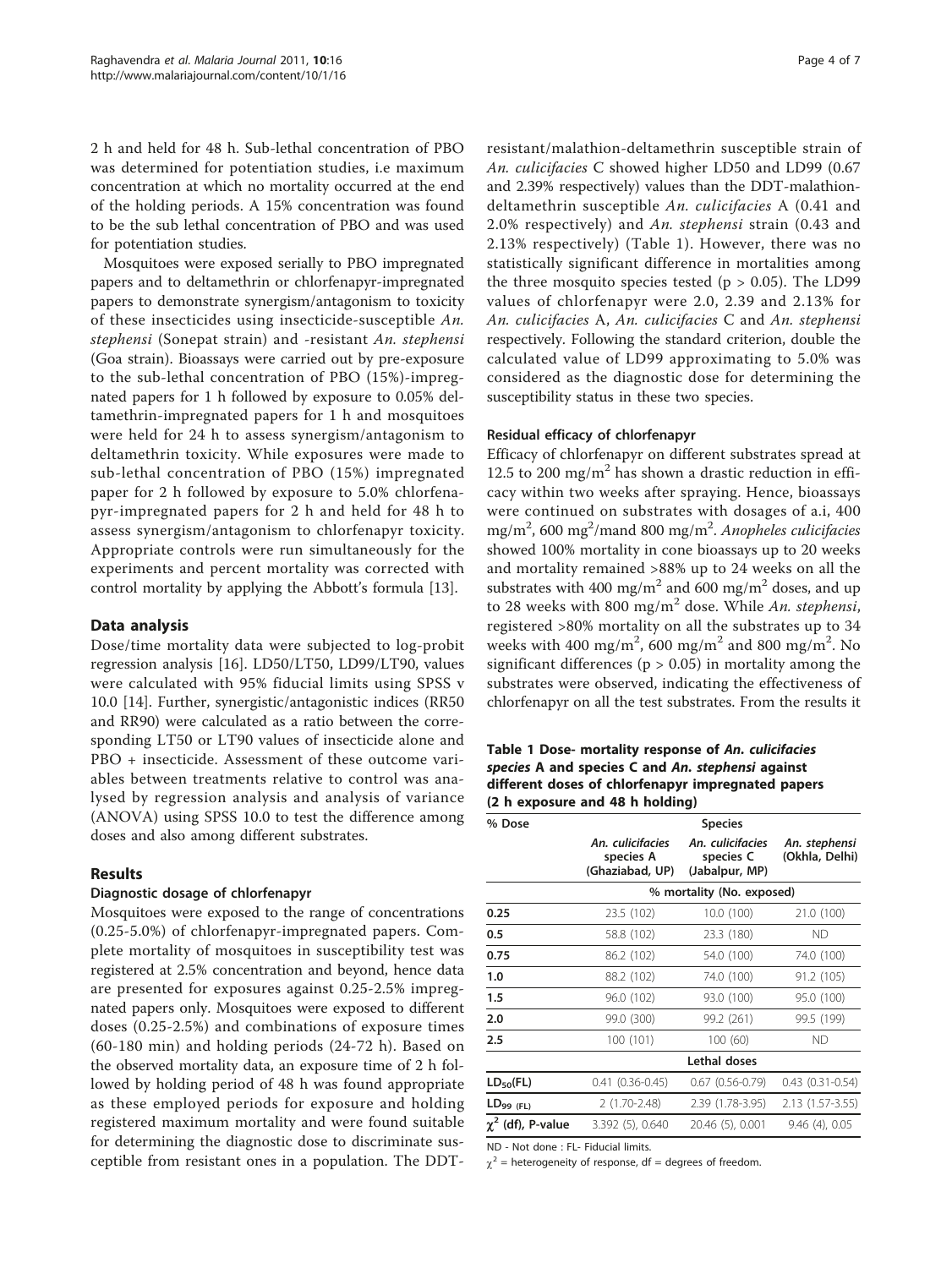2 h and held for 48 h. Sub-lethal concentration of PBO was determined for potentiation studies, i.e maximum concentration at which no mortality occurred at the end of the holding periods. A 15% concentration was found to be the sub lethal concentration of PBO and was used for potentiation studies.

Mosquitoes were exposed serially to PBO impregnated papers and to deltamethrin or chlorfenapyr-impregnated papers to demonstrate synergism/antagonism to toxicity of these insecticides using insecticide-susceptible *An. stephensi* (Sonepat strain) and -resistant *An. stephensi* (Goa strain). Bioassays were carried out by pre-exposure to the sub-lethal concentration of PBO (15%)-impregnated papers for 1 h followed by exposure to 0.05% deltamethrin-impregnated papers for 1 h and mosquitoes were held for 24 h to assess synergism/antagonism to deltamethrin toxicity. While exposures were made to sub-lethal concentration of PBO (15%) impregnated paper for 2 h followed by exposure to 5.0% chlorfenapyr-impregnated papers for 2 h and held for 48 h to assess synergism/antagonism to chlorfenapyr toxicity. Appropriate controls were run simultaneously for the experiments and percent mortality was corrected with control mortality by applying the Abbott's formula [13].

## Data analysis

Dose/time mortality data were subjected to log-probit regression analysis [16]. LD50/LT50, LD99/LT90, values were calculated with 95% fiducial limits using SPSS v 10.0 [14]. Further, synergistic/antagonistic indices (RR50 and RR90) were calculated as a ratio between the corresponding LT50 or LT90 values of insecticide alone and PBO + insecticide. Assessment of these outcome variables between treatments relative to control was analysed by regression analysis and analysis of variance (ANOVA) using SPSS 10.0 to test the difference among doses and also among different substrates.

## Results

### Diagnostic dosage of chlorfenapyr

Mosquitoes were exposed to the range of concentrations (0.25-5.0%) of chlorfenapyr-impregnated papers. Complete mortality of mosquitoes in susceptibility test was registered at 2.5% concentration and beyond, hence data are presented for exposures against 0.25-2.5% impregnated papers only. Mosquitoes were exposed to different doses (0.25-2.5%) and combinations of exposure times (60-180 min) and holding periods (24-72 h). Based on the observed mortality data, an exposure time of 2 h followed by holding period of 48 h was found appropriate as these employed periods for exposure and holding registered maximum mortality and were found suitable for determining the diagnostic dose to discriminate susceptible from resistant ones in a population. The DDT-resistant/malathion-deltamethrin susceptible strain of *An. culicifacies* C showed higher LD50 and LD99 (0.67 and 2.39% respectively) values than the DDT-malathion-deltamethrin susceptible *An. culicifacies* A (0.41 and 2.0% respectively) and *An. stephensi* strain (0.43 and 2.13% respectively) (Table 1). However, there was no statistically significant difference in mortalities among the three mosquito species tested ($p > 0.05$). The LD99 values of chlorfenapyr were 2.0, 2.39 and 2.13% for *An. culicifacies* A, *An. culicifacies* C and *An. stephensi* respectively. Following the standard criterion, double the calculated value of LD99 approximating to 5.0% was considered as the diagnostic dose for determining the susceptibility status in these two species.

### Residual efficacy of chlorfenapyr

Efficacy of chlorfenapyr on different substrates spread at 12.5 to 200 mg/m$^2$ has shown a drastic reduction in efficacy within two weeks after spraying. Hence, bioassays were continued on substrates with dosages of a.i, 400 mg/m$^2$, 600 mg$^2$/mand 800 mg/m$^2$. *Anopheles culicifacies* showed 100% mortality in cone bioassays up to 20 weeks and mortality remained >88% up to 24 weeks on all the substrates with 400 mg/m$^2$ and 600 mg/m$^2$ doses, and up to 28 weeks with 800 mg/m$^2$ dose. While *An. stephensi*, registered >80% mortality on all the substrates up to 34 weeks with 400 mg/m$^2$, 600 mg/m$^2$ and 800 mg/m$^2$. No significant differences ($p > 0.05$) in mortality among the substrates were observed, indicating the effectiveness of chlorfenapyr on all the test substrates. From the results it

**Table 1 Dose- mortality response of *An. culicifacies* species A and species C and *An. stephensi* against different doses of chlorfenapyr impregnated papers (2 h exposure and 48 h holding)**

| % Dose | Species | | |
|---|---|---|---|
| | *An. culicifacies* species A (Ghaziabad, UP) | *An. culicifacies* species C (Jabalpur, MP) | *An. stephensi* (Okhla, Delhi) |
| | % mortality (No. exposed) | | |
| **0.25** | 23.5 (102) | 10.0 (100) | 21.0 (100) |
| **0.5** | 58.8 (102) | 23.3 (180) | ND |
| **0.75** | 86.2 (102) | 54.0 (100) | 74.0 (100) |
| **1.0** | 88.2 (102) | 74.0 (100) | 91.2 (105) |
| **1.5** | 96.0 (102) | 93.0 (100) | 95.0 (100) |
| **2.0** | 99.0 (300) | 99.2 (261) | 99.5 (199) |
| **2.5** | 100 (101) | 100 (60) | ND |
| | Lethal doses | | |
| **$LD_{50}$(FL)** | 0.41 (0.36-0.45) | 0.67 (0.56-0.79) | 0.43 (0.31-0.54) |
| **$LD_{99}$ (FL)** | 2 (1.70-2.48) | 2.39 (1.78-3.95) | 2.13 (1.57-3.55) |
| **$\chi^2$ (df), P-value** | 3.392 (5), 0.640 | 20.46 (5), 0.001 | 9.46 (4), 0.05 |

ND - Not done : FL- Fiducial limits.

$\chi^2$ = heterogeneity of response, df = degrees of freedom.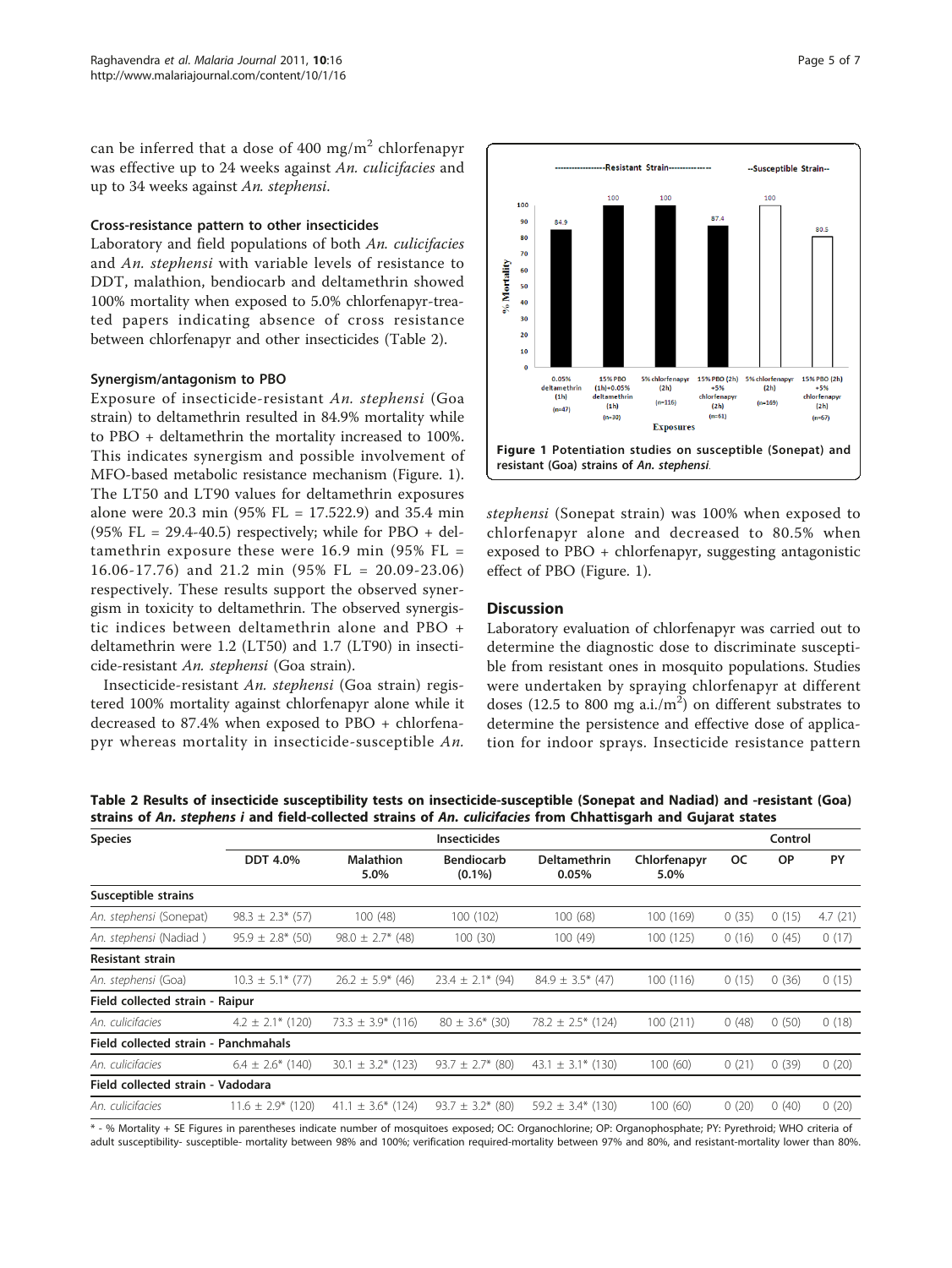can be inferred that a dose of 400 mg/m$^2$ chlorfenapyr was effective up to 24 weeks against *An. culicifacies* and up to 34 weeks against *An. stephensi*.

### Cross-resistance pattern to other insecticides

Laboratory and field populations of both *An. culicifacies* and *An. stephensi* with variable levels of resistance to DDT, malathion, bendiocarb and deltamethrin showed 100% mortality when exposed to 5.0% chlorfenapyr-treated papers indicating absence of cross resistance between chlorfenapyr and other insecticides (Table 2).

### Synergism/antagonism to PBO

Exposure of insecticide-resistant *An. stephensi* (Goa strain) to deltamethrin resulted in 84.9% mortality while to PBO + deltamethrin the mortality increased to 100%. This indicates synergism and possible involvement of MFO-based metabolic resistance mechanism (Figure. 1). The LT50 and LT90 values for deltamethrin exposures alone were 20.3 min (95% FL = 17.522.9) and 35.4 min (95% FL = 29.4-40.5) respectively; while for PBO + deltamethrin exposure these were 16.9 min (95% FL = 16.06-17.76) and 21.2 min (95% FL = 20.09-23.06) respectively. These results support the observed synergism in toxicity to deltamethrin. The observed synergistic indices between deltamethrin alone and PBO + deltamethrin were 1.2 (LT50) and 1.7 (LT90) in insecticide-resistant *An. stephensi* (Goa strain).

Insecticide-resistant *An. stephensi* (Goa strain) registered 100% mortality against chlorfenapyr alone while it decreased to 87.4% when exposed to PBO + chlorfenapyr whereas mortality in insecticide-susceptible *An. stephensi* (Sonepat strain) was 100% when exposed to chlorfenapyr alone and decreased to 80.5% when exposed to PBO + chlorfenapyr, suggesting antagonistic effect of PBO (Figure. 1).

**Figure 1 Potentiation studies on susceptible (Sonepat) and resistant (Goa) strains of *An. stephensi*.**

## Discussion

Laboratory evaluation of chlorfenapyr was carried out to determine the diagnostic dose to discriminate susceptible from resistant ones in mosquito populations. Studies were undertaken by spraying chlorfenapyr at different doses (12.5 to 800 mg a.i./m$^2$) on different substrates to determine the persistence and effective dose of application for indoor sprays. Insecticide resistance pattern

**Table 2 Results of insecticide susceptibility tests on insecticide-susceptible (Sonepat and Nadiad) and -resistant (Goa) strains of *An. stephens i* and field-collected strains of *An. culicifacies* from Chhattisgarh and Gujarat states**

| Species | Insecticides | | | | | Control | | |
|---|---|---|---|---|---|---|---|---|
| | DDT 4.0% | Malathion 5.0% | Bendiocarb (0.1%) | Deltamethrin 0.05% | Chlorfenapyr 5.0% | OC | OP | PY |
| **Susceptible strains** | | | | | | | | |
| *An. stephensi* (Sonepat) | 98.3 ± 2.3* (57) | 100 (48) | 100 (102) | 100 (68) | 100 (169) | 0 (35) | 0 (15) | 4.7 (21) |
| *An. stephensi* (Nadiad ) | 95.9 ± 2.8* (50) | 98.0 ± 2.7* (48) | 100 (30) | 100 (49) | 100 (125) | 0 (16) | 0 (45) | 0 (17) |
| **Resistant strain** | | | | | | | | |
| *An. stephensi* (Goa) | 10.3 ± 5.1* (77) | 26.2 ± 5.9* (46) | 23.4 ± 2.1* (94) | 84.9 ± 3.5* (47) | 100 (116) | 0 (15) | 0 (36) | 0 (15) |
| **Field collected strain - Raipur** | | | | | | | | |
| *An. culicifacies* | 4.2 ± 2.1* (120) | 73.3 ± 3.9* (116) | 80 ± 3.6* (30) | 78.2 ± 2.5* (124) | 100 (211) | 0 (48) | 0 (50) | 0 (18) |
| **Field collected strain - Panchmahals** | | | | | | | | |
| *An. culicifacies* | 6.4 ± 2.6* (140) | 30.1 ± 3.2* (123) | 93.7 ± 2.7* (80) | 43.1 ± 3.1* (130) | 100 (60) | 0 (21) | 0 (39) | 0 (20) |
| **Field collected strain - Vadodara** | | | | | | | | |
| *An. culicifacies* | 11.6 ± 2.9* (120) | 41.1 ± 3.6* (124) | 93.7 ± 3.2* (80) | 59.2 ± 3.4* (130) | 100 (60) | 0 (20) | 0 (40) | 0 (20) |

* - % Mortality + SE Figures in parentheses indicate number of mosquitoes exposed; OC: Organochlorine; OP: Organophosphate; PY: Pyrethroid; WHO criteria of adult susceptibility- susceptible- mortality between 98% and 100%; verification required-mortality between 97% and 80%, and resistant-mortality lower than 80%.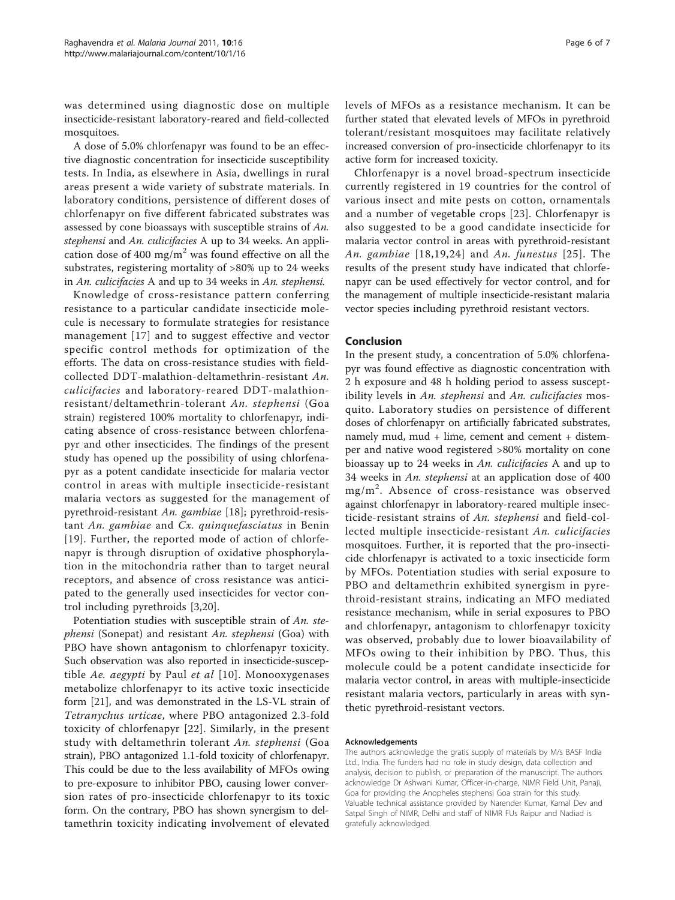was determined using diagnostic dose on multiple insecticide-resistant laboratory-reared and field-collected mosquitoes.

A dose of 5.0% chlorfenapyr was found to be an effective diagnostic concentration for insecticide susceptibility tests. In India, as elsewhere in Asia, dwellings in rural areas present a wide variety of substrate materials. In laboratory conditions, persistence of different doses of chlorfenapyr on five different fabricated substrates was assessed by cone bioassays with susceptible strains of *An. stephensi* and *An. culicifacies* A up to 34 weeks. An application dose of 400 $mg/m^2$ was found effective on all the substrates, registering mortality of >80% up to 24 weeks in *An. culicifacies* A and up to 34 weeks in *An. stephensi.*

Knowledge of cross-resistance pattern conferring resistance to a particular candidate insecticide molecule is necessary to formulate strategies for resistance management [17] and to suggest effective and vector specific control methods for optimization of the efforts. The data on cross-resistance studies with field-collected DDT-malathion-deltamethrin-resistant *An. culicifacies* and laboratory-reared DDT-malathion-resistant/deltamethrin-tolerant *An. stephensi* (Goa strain) registered 100% mortality to chlorfenapyr, indicating absence of cross-resistance between chlorfenapyr and other insecticides. The findings of the present study has opened up the possibility of using chlorfenapyr as a potent candidate insecticide for malaria vector control in areas with multiple insecticide-resistant malaria vectors as suggested for the management of pyrethroid-resistant *An. gambiae* [18]; pyrethroid-resistant *An. gambiae* and *Cx. quinquefasciatus* in Benin [19]. Further, the reported mode of action of chlorfenapyr is through disruption of oxidative phosphorylation in the mitochondria rather than to target neural receptors, and absence of cross resistance was anticipated to the generally used insecticides for vector control including pyrethroids [3,20].

Potentiation studies with susceptible strain of *An. stephensi* (Sonepat) and resistant *An. stephensi* (Goa) with PBO have shown antagonism to chlorfenapyr toxicity. Such observation was also reported in insecticide-susceptible *Ae. aegypti* by Paul *et al* [10]. Monooxygenases metabolize chlorfenapyr to its active toxic insecticide form [21], and was demonstrated in the LS-VL strain of *Tetranychus urticae*, where PBO antagonized 2.3-fold toxicity of chlorfenapyr [22]. Similarly, in the present study with deltamethrin tolerant *An. stephensi* (Goa strain), PBO antagonized 1.1-fold toxicity of chlorfenapyr. This could be due to the less availability of MFOs owing to pre-exposure to inhibitor PBO, causing lower conversion rates of pro-insecticide chlorfenapyr to its toxic form. On the contrary, PBO has shown synergism to deltamethrin toxicity indicating involvement of elevated levels of MFOs as a resistance mechanism. It can be further stated that elevated levels of MFOs in pyrethroid tolerant/resistant mosquitoes may facilitate relatively increased conversion of pro-insecticide chlorfenapyr to its active form for increased toxicity.

Chlorfenapyr is a novel broad-spectrum insecticide currently registered in 19 countries for the control of various insect and mite pests on cotton, ornamentals and a number of vegetable crops [23]. Chlorfenapyr is also suggested to be a good candidate insecticide for malaria vector control in areas with pyrethroid-resistant *An. gambiae* [18,19,24] and *An. funestus* [25]. The results of the present study have indicated that chlorfenapyr can be used effectively for vector control, and for the management of multiple insecticide-resistant malaria vector species including pyrethroid resistant vectors.

## Conclusion

In the present study, a concentration of 5.0% chlorfenapyr was found effective as diagnostic concentration with 2 h exposure and 48 h holding period to assess susceptibility levels in *An. stephensi* and *An. culicifacies* mosquito. Laboratory studies on persistence of different doses of chlorfenapyr on artificially fabricated substrates, namely mud, mud + lime, cement and cement + distemper and native wood registered >80% mortality on cone bioassay up to 24 weeks in *An. culicifacies* A and up to 34 weeks in *An. stephensi* at an application dose of 400 $mg/m^2$. Absence of cross-resistance was observed against chlorfenapyr in laboratory-reared multiple insecticide-resistant strains of *An. stephensi* and field-collected multiple insecticide-resistant *An. culicifacies* mosquitoes. Further, it is reported that the pro-insecticide chlorfenapyr is activated to a toxic insecticide form by MFOs. Potentiation studies with serial exposure to PBO and deltamethrin exhibited synergism in pyrethroid-resistant strains, indicating an MFO mediated resistance mechanism, while in serial exposures to PBO and chlorfenapyr, antagonism to chlorfenapyr toxicity was observed, probably due to lower bioavailability of MFOs owing to their inhibition by PBO. Thus, this molecule could be a potent candidate insecticide for malaria vector control, in areas with multiple-insecticide resistant malaria vectors, particularly in areas with synthetic pyrethroid-resistant vectors.

#### Acknowledgements

The authors acknowledge the gratis supply of materials by M/s BASF India Ltd., India. The funders had no role in study design, data collection and analysis, decision to publish, or preparation of the manuscript. The authors acknowledge Dr Ashwani Kumar, Officer-in-charge, NIMR Field Unit, Panaji, Goa for providing the Anopheles stephensi Goa strain for this study. Valuable technical assistance provided by Narender Kumar, Kamal Dev and Satpal Singh of NIMR, Delhi and staff of NIMR FUs Raipur and Nadiad is gratefully acknowledged.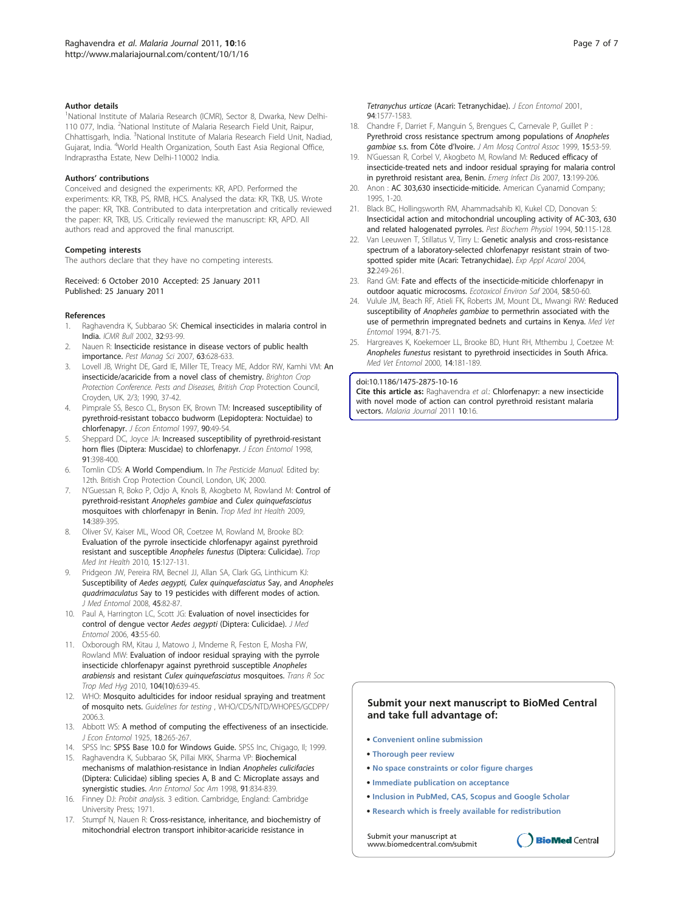### Author details

[1]National Institute of Malaria Research (ICMR), Sector 8, Dwarka, New Delhi-110 077, India. [2]National Institute of Malaria Research Field Unit, Raipur, Chhattisgarh, India. [3]National Institute of Malaria Research Field Unit, Nadiad, Gujarat, India. [4]World Health Organization, South East Asia Regional Office, Indraprastha Estate, New Delhi-110002 India.

### Authors' contributions

Conceived and designed the experiments: KR, APD. Performed the experiments: KR, TKB, PS, RMB, HCS. Analysed the data: KR, TKB, US. Wrote the paper: KR, TKB. Contributed to data interpretation and critically reviewed the paper: KR, TKB, US. Critically reviewed the manuscript: KR, APD. All authors read and approved the final manuscript.

### Competing interests

The authors declare that they have no competing interests.

Received: 6 October 2010 Accepted: 25 January 2011
Published: 25 January 2011

### References

1. Raghavendra K, Subbarao SK: **Chemical insecticides in malaria control in India.** *ICMR Bull* 2002, **32**:93-99.
2. Nauen R: **Insecticide resistance in disease vectors of public health importance.** *Pest Manag Sci* 2007, **63**:628-633.
3. Lovell JB, Wright DE, Gard IE, Miller TE, Treacy ME, Addor RW, Kamhi VM: **An insecticide/acaricide from a novel class of chemistry.** *Brighton Crop Protection Conference. Pests and Diseases, British Crop* Protection Council, Croyden, UK. 2/3; 1990, 37-42.
4. Pimprale SS, Besco CL, Bryson EK, Brown TM: **Increased susceptibility of pyrethroid-resistant tobacco budworm (Lepidoptera: Noctuidae) to chlorfenapyr.** *J Econ Entomol* 1997, **90**:49-54.
5. Sheppard DC, Joyce JA: **Increased susceptibility of pyrethroid-resistant horn flies (Diptera: Muscidae) to chlorfenapyr.** *J Econ Entomol* 1998, **91**:398-400.
6. Tomlin CDS: **A World Compendium.** In *The Pesticide Manual.* Edited by: 12th. British Crop Protection Council, London, UK; 2000.
7. N'Guessan R, Boko P, Odjo A, Knols B, Akogbeto M, Rowland M: **Control of pyrethroid-resistant *Anopheles gambiae* and *Culex quinquefasciatus* mosquitoes with chlorfenapyr in Benin.** *Trop Med Int Health* 2009, **14**:389-395.
8. Oliver SV, Kaiser ML, Wood OR, Coetzee M, Rowland M, Brooke BD: **Evaluation of the pyrrole insecticide chlorfenapyr against pyrethroid resistant and susceptible *Anopheles funestus* (Diptera: Culicidae).** *Trop Med Int Health* 2010, **15**:127-131.
9. Pridgeon JW, Pereira RM, Becnel JJ, Allan SA, Clark GG, Linthicum KJ: **Susceptibility of *Aedes aegypti*, *Culex quinquefasciatus* Say, and *Anopheles quadrimaculatus* Say to 19 pesticides with different modes of action.** *J Med Entomol* 2008, **45**:82-87.
10. Paul A, Harrington LC, Scott JG: **Evaluation of novel insecticides for control of dengue vector *Aedes aegypti* (Diptera: Culicidae).** *J Med Entomol* 2006, **43**:55-60.
11. Oxborough RM, Kitau J, Matowo J, Mndeme R, Feston E, Mosha FW, Rowland MW: **Evaluation of indoor residual spraying with the pyrrole insecticide chlorfenapyr against pyrethroid susceptible *Anopheles arabiensis* and resistant *Culex quinquefasciatus* mosquitoes.** *Trans R Soc Trop Med Hyg* 2010, **104(10)**:639-45.
12. WHO: **Mosquito adulticides for indoor residual spraying and treatment of mosquito nets.** *Guidelines for testing* , WHO/CDS/NTD/WHOPES/GCDPP/2006.3.
13. Abbott WS: **A method of computing the effectiveness of an insecticide.** *J Econ Entomol* 1925, **18**:265-267.
14. SPSS Inc: **SPSS Base 10.0 for Windows Guide.** SPSS Inc, Chigago, Il; 1999.
15. Raghavendra K, Subbarao SK, Pillai MKK, Sharma VP: **Biochemical mechanisms of malathion-resistance in Indian *Anopheles culicifacies* (Diptera: Culicidae) sibling species A, B and C: Microplate assays and synergistic studies.** *Ann Entomol Soc Am* 1998, **91**:834-839.
16. Finney DJ: *Probit analysis.* 3 edition. Cambridge, England: Cambridge University Press; 1971.
17. Stumpf N, Nauen R: **Cross-resistance, inheritance, and biochemistry of mitochondrial electron transport inhibitor-acaricide resistance in *Tetranychus urticae* (Acari: Tetranychidae).** *J Econ Entomol* 2001, **94**:1577-1583.
18. Chandre F, Darriet F, Manguin S, Brengues C, Carnevale P, Guillet P : **Pyrethroid cross resistance spectrum among populations of *Anopheles gambiae* s.s. from Côte d'Ivoire.** *J Am Mosq Control Assoc* 1999, **15**:53-59.
19. N'Guessan R, Corbel V, Akogbeto M, Rowland M: **Reduced efficacy of insecticide-treated nets and indoor residual spraying for malaria control in pyrethroid resistant area, Benin.** *Emerg Infect Dis* 2007, **13**:199-206.
20. Anon : **AC 303,630 insecticide-miticide.** American Cyanamid Company; 1995, 1-20.
21. Black BC, Hollingsworth RM, Ahammadsahib KI, Kukel CD, Donovan S: **Insecticidal action and mitochondrial uncoupling activity of AC-303, 630 and related halogenated pyrroles.** *Pest Biochem Physiol* 1994, **50**:115-128.
22. Van Leeuwen T, Stillatus V, Tirry L: **Genetic analysis and cross-resistance spectrum of a laboratory-selected chlorfenapyr resistant strain of two-spotted spider mite (Acari: Tetranychidae).** *Exp Appl Acarol* 2004, **32**:249-261.
23. Rand GM: **Fate and effects of the insecticide-miticide chlorfenapyr in outdoor aquatic microcosms.** *Ecotoxicol Environ Saf* 2004, **58**:50-60.
24. Vulule JM, Beach RF, Atieli FK, Roberts JM, Mount DL, Mwangi RW: **Reduced susceptibility of *Anopheles gambiae* to permethrin associated with the use of permethrin impregnated bednets and curtains in Kenya.** *Med Vet Entomol* 1994, **8**:71-75.
25. Hargreaves K, Koekemoer LL, Brooke BD, Hunt RH, Mthembu J, Coetzee M: ***Anopheles funestus* resistant to pyrethroid insecticides in South Africa.** *Med Vet Entomol* 2000, **14**:181-189.

doi:10.1186/1475-2875-10-16
**Cite this article as:** Raghavendra *et al.*: Chlorfenapyr: a new insecticide with novel mode of action can control pyrethroid resistant malaria vectors. *Malaria Journal* 2011 **10**:16.

**Submit your next manuscript to BioMed Central and take full advantage of:**

- **Convenient online submission**
- **Thorough peer review**
- **No space constraints or color figure charges**
- **Immediate publication on acceptance**
- **Inclusion in PubMed, CAS, Scopus and Google Scholar**
- **Research which is freely available for redistribution**

Submit your manuscript at
www.biomedcentral.com/submit

BioMed Central